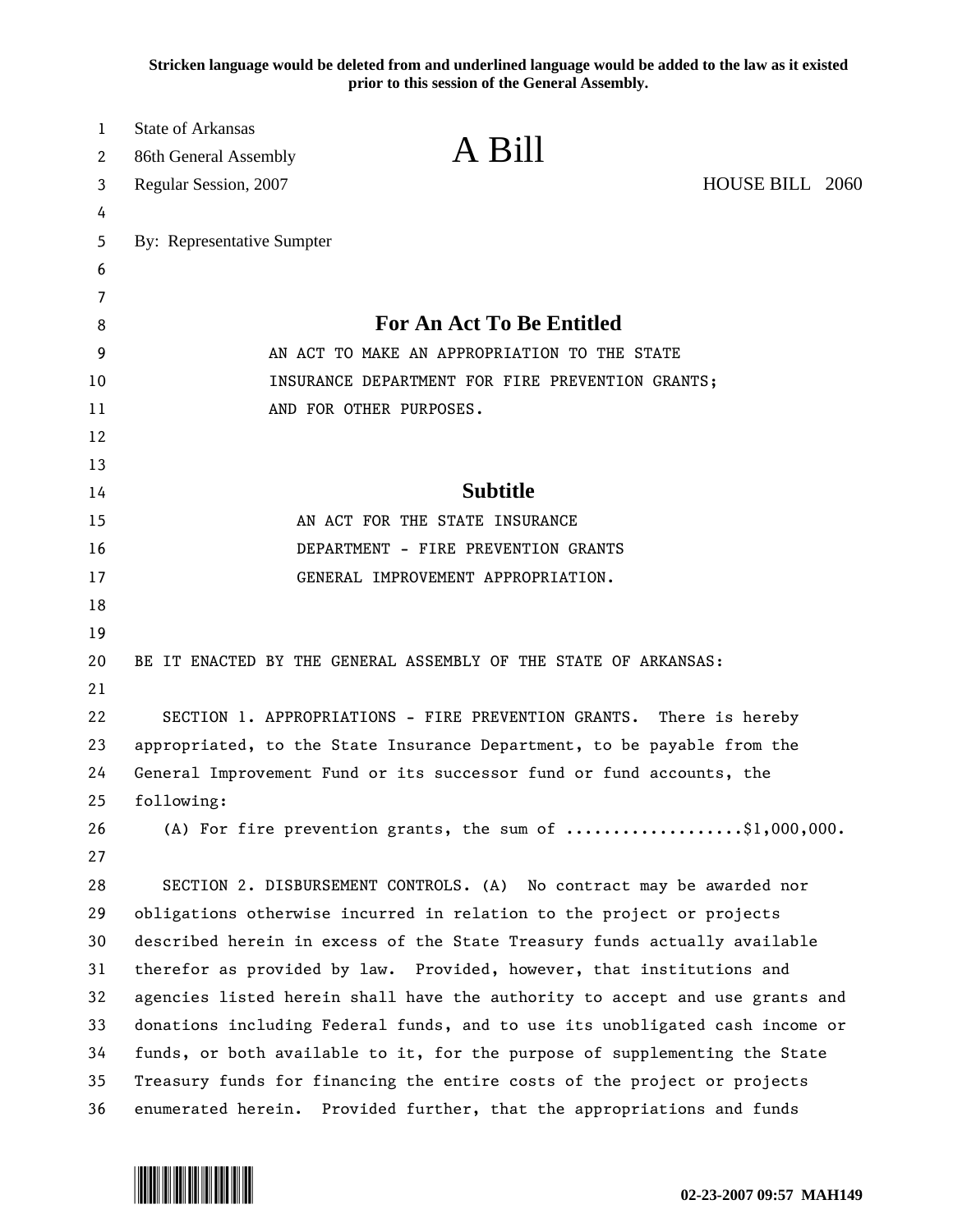Stricken language would be deleted from and underlined language would be added to the law as it existed prior to this session of the General Assembly.

State of Arkansas
86th General Assembly
Regular Session, 2007

# A Bill

HOUSE BILL 2060

By: Representative Sumpter

## For An Act To Be Entitled

AN ACT TO MAKE AN APPROPRIATION TO THE STATE INSURANCE DEPARTMENT FOR FIRE PREVENTION GRANTS; AND FOR OTHER PURPOSES.

## Subtitle

AN ACT FOR THE STATE INSURANCE DEPARTMENT - FIRE PREVENTION GRANTS GENERAL IMPROVEMENT APPROPRIATION.

BE IT ENACTED BY THE GENERAL ASSEMBLY OF THE STATE OF ARKANSAS:

SECTION 1. APPROPRIATIONS - FIRE PREVENTION GRANTS. There is hereby appropriated, to the State Insurance Department, to be payable from the General Improvement Fund or its successor fund or fund accounts, the following:

(A) For fire prevention grants, the sum of ..................$1,000,000.

SECTION 2. DISBURSEMENT CONTROLS. (A) No contract may be awarded nor obligations otherwise incurred in relation to the project or projects described herein in excess of the State Treasury funds actually available therefor as provided by law. Provided, however, that institutions and agencies listed herein shall have the authority to accept and use grants and donations including Federal funds, and to use its unobligated cash income or funds, or both available to it, for the purpose of supplementing the State Treasury funds for financing the entire costs of the project or projects enumerated herein. Provided further, that the appropriations and funds

02-23-2007 09:57 MAH149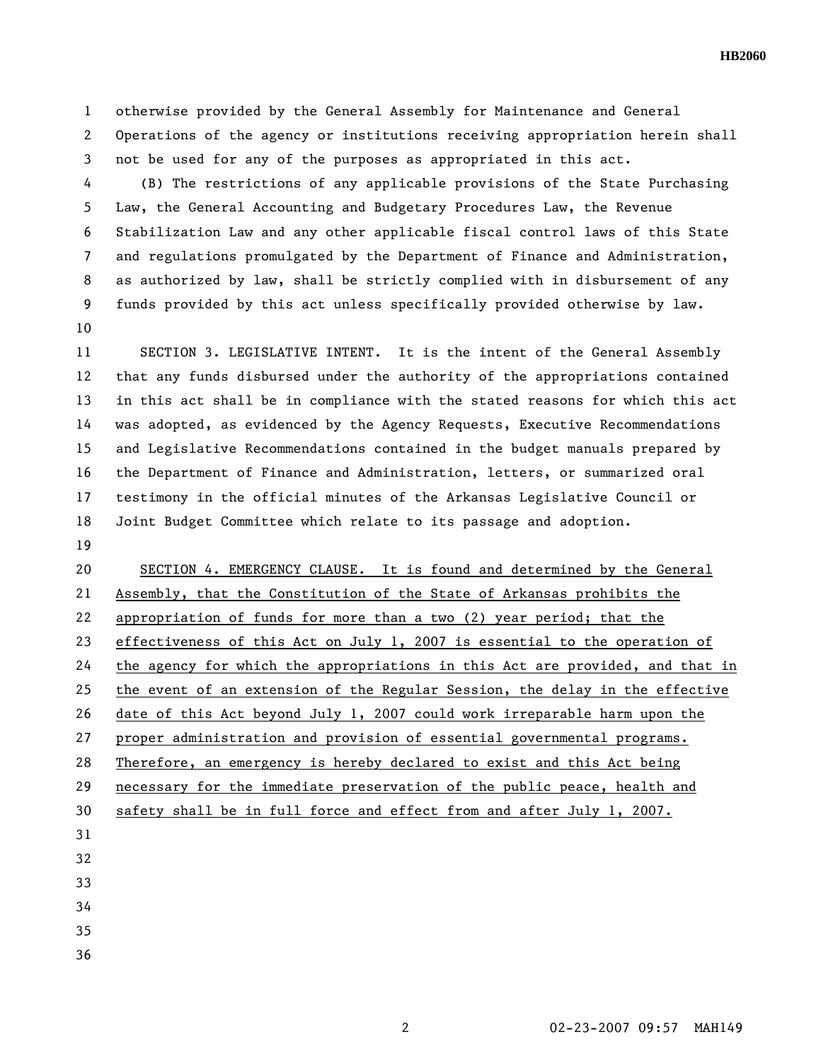otherwise provided by the General Assembly for Maintenance and General Operations of the agency or institutions receiving appropriation herein shall not be used for any of the purposes as appropriated in this act.

(B) The restrictions of any applicable provisions of the State Purchasing Law, the General Accounting and Budgetary Procedures Law, the Revenue Stabilization Law and any other applicable fiscal control laws of this State and regulations promulgated by the Department of Finance and Administration, as authorized by law, shall be strictly complied with in disbursement of any funds provided by this act unless specifically provided otherwise by law.

SECTION 3. LEGISLATIVE INTENT. It is the intent of the General Assembly that any funds disbursed under the authority of the appropriations contained in this act shall be in compliance with the stated reasons for which this act was adopted, as evidenced by the Agency Requests, Executive Recommendations and Legislative Recommendations contained in the budget manuals prepared by the Department of Finance and Administration, letters, or summarized oral testimony in the official minutes of the Arkansas Legislative Council or Joint Budget Committee which relate to its passage and adoption.

SECTION 4. EMERGENCY CLAUSE. It is found and determined by the General Assembly, that the Constitution of the State of Arkansas prohibits the appropriation of funds for more than a two (2) year period; that the effectiveness of this Act on July 1, 2007 is essential to the operation of the agency for which the appropriations in this Act are provided, and that in the event of an extension of the Regular Session, the delay in the effective date of this Act beyond July 1, 2007 could work irreparable harm upon the proper administration and provision of essential governmental programs. Therefore, an emergency is hereby declared to exist and this Act being necessary for the immediate preservation of the public peace, health and safety shall be in full force and effect from and after July 1, 2007.